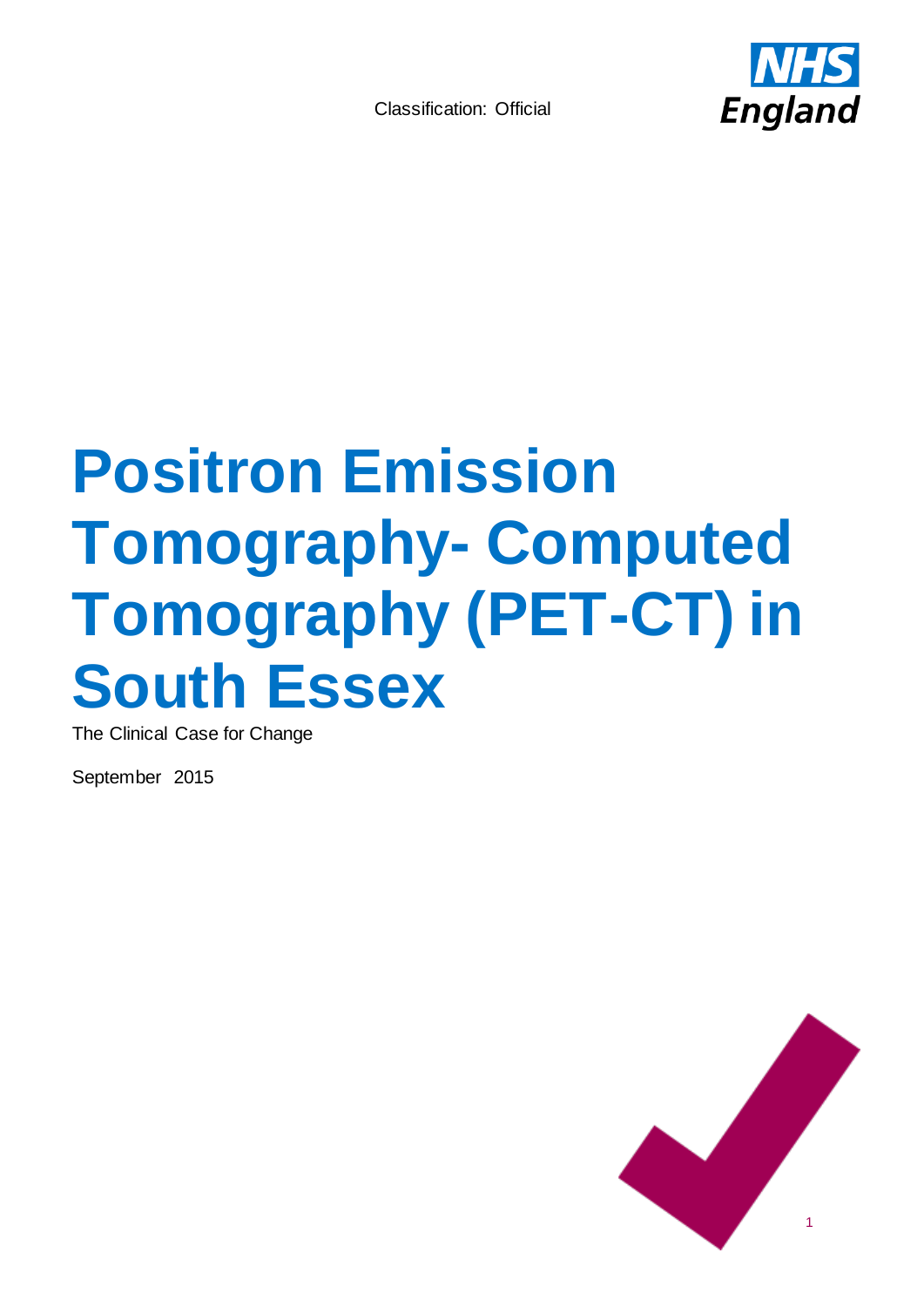Classification: Official

NHS England

# Positron Emission Tomography- Computed Tomography (PET-CT) in South Essex

The Clinical Case for Change

September 2015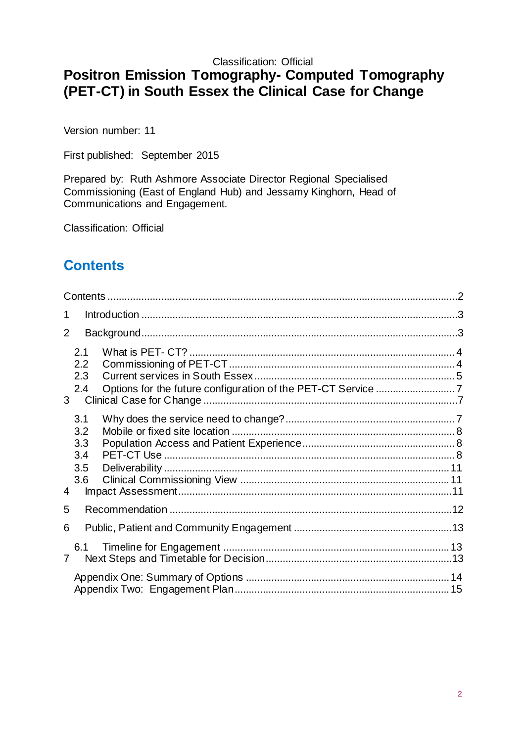Classification: Official

# Positron Emission Tomography- Computed Tomography (PET-CT) in South Essex the Clinical Case for Change

Version number: 11

First published: September 2015

Prepared by: Ruth Ashmore Associate Director Regional Specialised Commissioning (East of England Hub) and Jessamy Kinghorn, Head of Communications and Engagement.

Classification: Official

## Contents

Contents ........................................................................................................................2

1 Introduction ................................................................................................................3

2 Background.................................................................................................................3

- 2.1 What is PET- CT? ..................................................................................4
- 2.2 Commissioning of PET-CT .....................................................................4
- 2.3 Current services in South Essex ...........................................................5
- 2.4 Options for the future configuration of the PET-CT Service ....................7

3 Clinical Case for Change ...............................................................................................7

- 3.1 Why does the service need to change?.....................................................7
- 3.2 Mobile or fixed site location ....................................................................8
- 3.3 Population Access and Patient Experience ...............................................8
- 3.4 PET-CT Use ..........................................................................................8
- 3.5 Deliverability .........................................................................................11
- 3.6 Clinical Commissioning View ..................................................................11

4 Impact Assessment.....................................................................................................11

5 Recommendation .......................................................................................................12

6 Public, Patient and Community Engagement ...............................................................13

- 6.1 Timeline for Engagement ......................................................................13

7 Next Steps and Timetable for Decision..........................................................................13

- Appendix One: Summary of Options ..........................................................................14
- Appendix Two: Engagement Plan...............................................................................15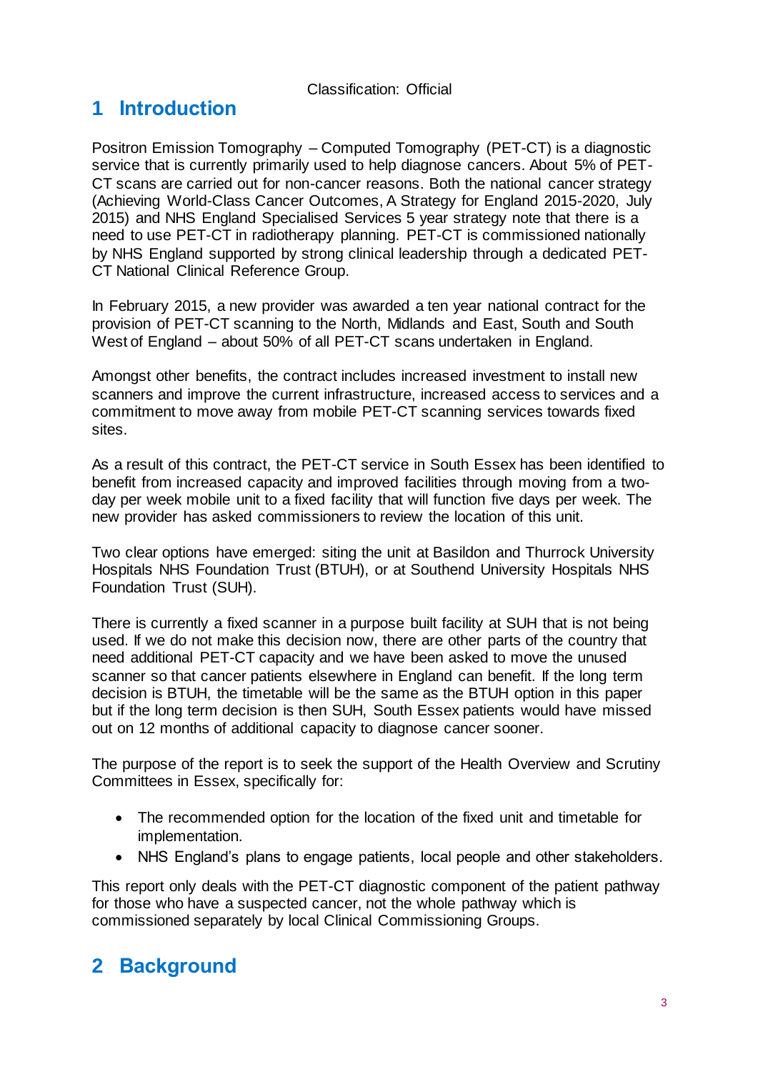# 1 Introduction

Positron Emission Tomography – Computed Tomography (PET-CT) is a diagnostic service that is currently primarily used to help diagnose cancers. About 5% of PET-CT scans are carried out for non-cancer reasons. Both the national cancer strategy (Achieving World-Class Cancer Outcomes, A Strategy for England 2015-2020, July 2015) and NHS England Specialised Services 5 year strategy note that there is a need to use PET-CT in radiotherapy planning. PET-CT is commissioned nationally by NHS England supported by strong clinical leadership through a dedicated PET-CT National Clinical Reference Group.

In February 2015, a new provider was awarded a ten year national contract for the provision of PET-CT scanning to the North, Midlands and East, South and South West of England – about 50% of all PET-CT scans undertaken in England.

Amongst other benefits, the contract includes increased investment to install new scanners and improve the current infrastructure, increased access to services and a commitment to move away from mobile PET-CT scanning services towards fixed sites.

As a result of this contract, the PET-CT service in South Essex has been identified to benefit from increased capacity and improved facilities through moving from a two-day per week mobile unit to a fixed facility that will function five days per week. The new provider has asked commissioners to review the location of this unit.

Two clear options have emerged: siting the unit at Basildon and Thurrock University Hospitals NHS Foundation Trust (BTUH), or at Southend University Hospitals NHS Foundation Trust (SUH).

There is currently a fixed scanner in a purpose built facility at SUH that is not being used. If we do not make this decision now, there are other parts of the country that need additional PET-CT capacity and we have been asked to move the unused scanner so that cancer patients elsewhere in England can benefit. If the long term decision is BTUH, the timetable will be the same as the BTUH option in this paper but if the long term decision is then SUH, South Essex patients would have missed out on 12 months of additional capacity to diagnose cancer sooner.

The purpose of the report is to seek the support of the Health Overview and Scrutiny Committees in Essex, specifically for:

- The recommended option for the location of the fixed unit and timetable for implementation.
- NHS England's plans to engage patients, local people and other stakeholders.

This report only deals with the PET-CT diagnostic component of the patient pathway for those who have a suspected cancer, not the whole pathway which is commissioned separately by local Clinical Commissioning Groups.

# 2 Background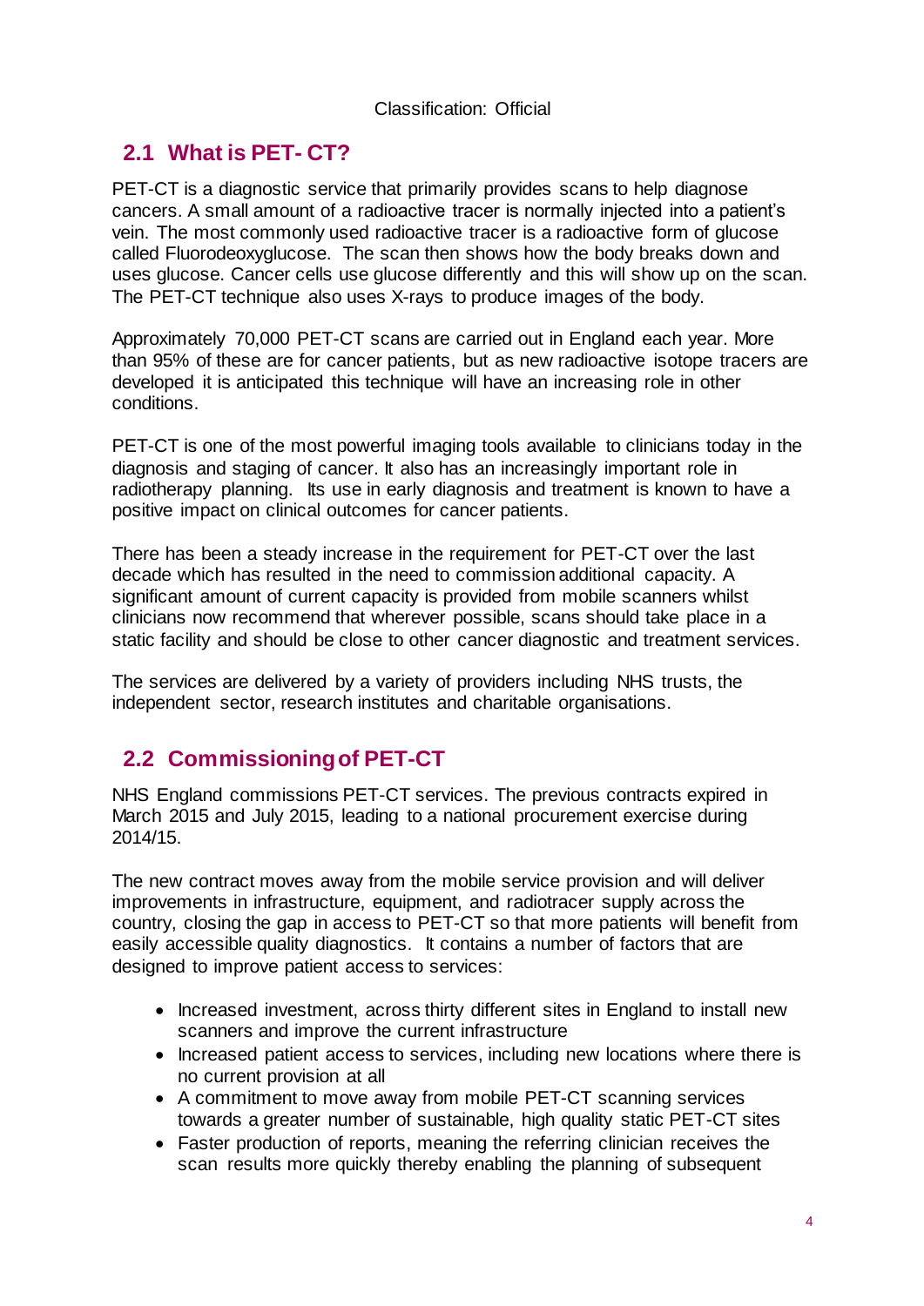## 2.1 What is PET- CT?

PET-CT is a diagnostic service that primarily provides scans to help diagnose cancers. A small amount of a radioactive tracer is normally injected into a patient's vein. The most commonly used radioactive tracer is a radioactive form of glucose called Fluorodeoxyglucose. The scan then shows how the body breaks down and uses glucose. Cancer cells use glucose differently and this will show up on the scan. The PET-CT technique also uses X-rays to produce images of the body.

Approximately 70,000 PET-CT scans are carried out in England each year. More than 95% of these are for cancer patients, but as new radioactive isotope tracers are developed it is anticipated this technique will have an increasing role in other conditions.

PET-CT is one of the most powerful imaging tools available to clinicians today in the diagnosis and staging of cancer. It also has an increasingly important role in radiotherapy planning. Its use in early diagnosis and treatment is known to have a positive impact on clinical outcomes for cancer patients.

There has been a steady increase in the requirement for PET-CT over the last decade which has resulted in the need to commission additional capacity. A significant amount of current capacity is provided from mobile scanners whilst clinicians now recommend that wherever possible, scans should take place in a static facility and should be close to other cancer diagnostic and treatment services.

The services are delivered by a variety of providers including NHS trusts, the independent sector, research institutes and charitable organisations.

## 2.2 Commissioning of PET-CT

NHS England commissions PET-CT services. The previous contracts expired in March 2015 and July 2015, leading to a national procurement exercise during 2014/15.

The new contract moves away from the mobile service provision and will deliver improvements in infrastructure, equipment, and radiotracer supply across the country, closing the gap in access to PET-CT so that more patients will benefit from easily accessible quality diagnostics. It contains a number of factors that are designed to improve patient access to services:

- Increased investment, across thirty different sites in England to install new scanners and improve the current infrastructure
- Increased patient access to services, including new locations where there is no current provision at all
- A commitment to move away from mobile PET-CT scanning services towards a greater number of sustainable, high quality static PET-CT sites
- Faster production of reports, meaning the referring clinician receives the scan results more quickly thereby enabling the planning of subsequent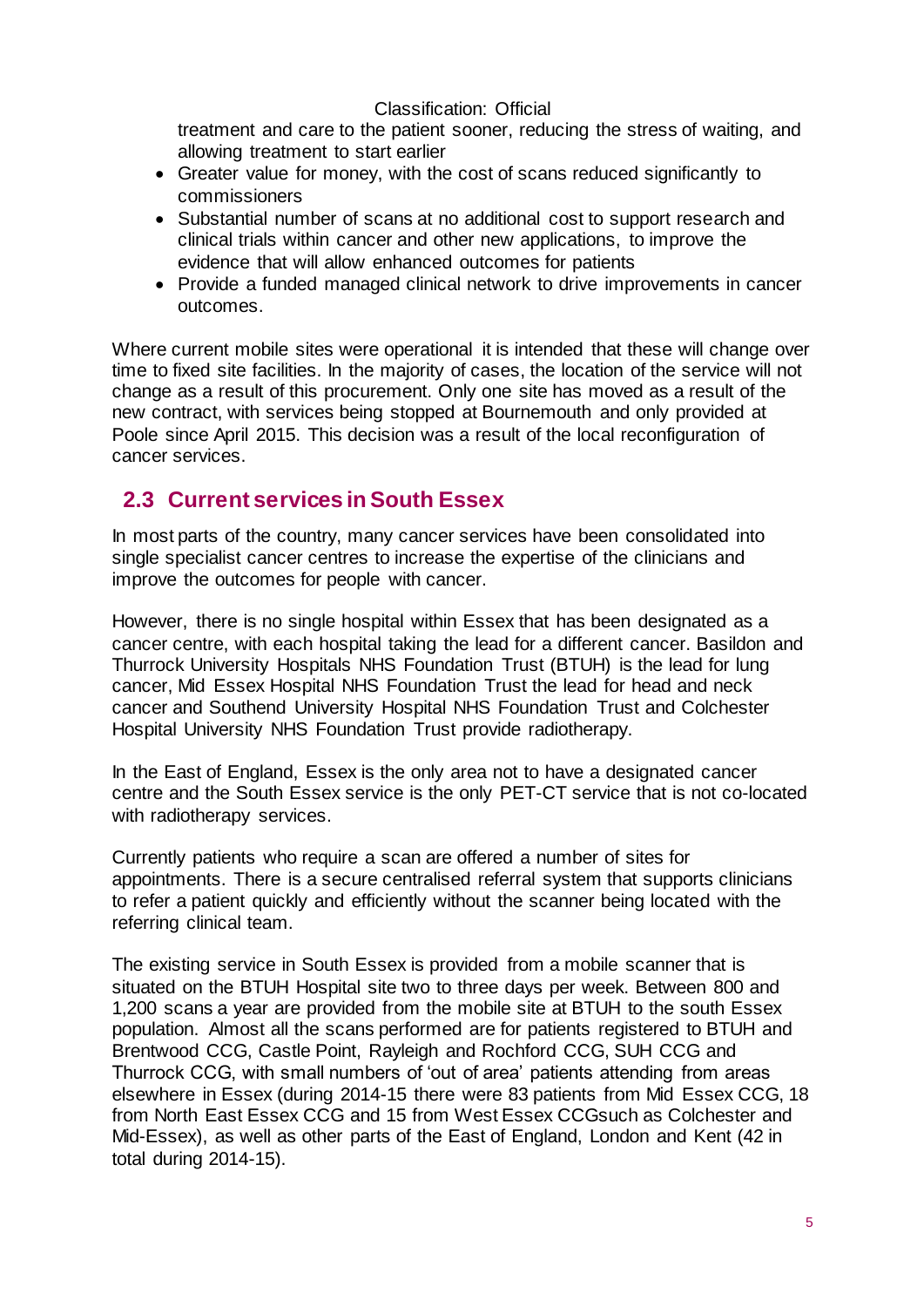treatment and care to the patient sooner, reducing the stress of waiting, and allowing treatment to start earlier

- Greater value for money, with the cost of scans reduced significantly to commissioners
- Substantial number of scans at no additional cost to support research and clinical trials within cancer and other new applications, to improve the evidence that will allow enhanced outcomes for patients
- Provide a funded managed clinical network to drive improvements in cancer outcomes.

Where current mobile sites were operational it is intended that these will change over time to fixed site facilities. In the majority of cases, the location of the service will not change as a result of this procurement. Only one site has moved as a result of the new contract, with services being stopped at Bournemouth and only provided at Poole since April 2015. This decision was a result of the local reconfiguration of cancer services.

## 2.3 Current services in South Essex

In most parts of the country, many cancer services have been consolidated into single specialist cancer centres to increase the expertise of the clinicians and improve the outcomes for people with cancer.

However, there is no single hospital within Essex that has been designated as a cancer centre, with each hospital taking the lead for a different cancer. Basildon and Thurrock University Hospitals NHS Foundation Trust (BTUH) is the lead for lung cancer, Mid Essex Hospital NHS Foundation Trust the lead for head and neck cancer and Southend University Hospital NHS Foundation Trust and Colchester Hospital University NHS Foundation Trust provide radiotherapy.

In the East of England, Essex is the only area not to have a designated cancer centre and the South Essex service is the only PET-CT service that is not co-located with radiotherapy services.

Currently patients who require a scan are offered a number of sites for appointments. There is a secure centralised referral system that supports clinicians to refer a patient quickly and efficiently without the scanner being located with the referring clinical team.

The existing service in South Essex is provided from a mobile scanner that is situated on the BTUH Hospital site two to three days per week. Between 800 and 1,200 scans a year are provided from the mobile site at BTUH to the south Essex population. Almost all the scans performed are for patients registered to BTUH and Brentwood CCG, Castle Point, Rayleigh and Rochford CCG, SUH CCG and Thurrock CCG, with small numbers of 'out of area' patients attending from areas elsewhere in Essex (during 2014-15 there were 83 patients from Mid Essex CCG, 18 from North East Essex CCG and 15 from West Essex CCGsuch as Colchester and Mid-Essex), as well as other parts of the East of England, London and Kent (42 in total during 2014-15).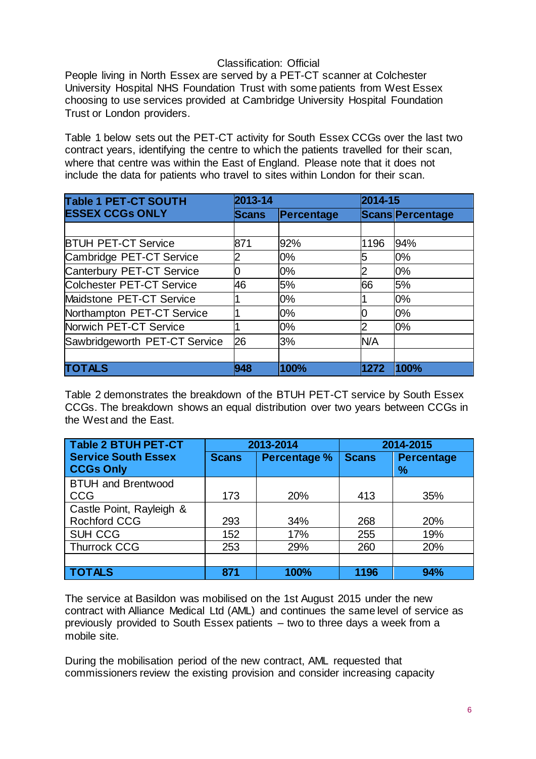Classification: Official

People living in North Essex are served by a PET-CT scanner at Colchester University Hospital NHS Foundation Trust with some patients from West Essex choosing to use services provided at Cambridge University Hospital Foundation Trust or London providers.

Table 1 below sets out the PET-CT activity for South Essex CCGs over the last two contract years, identifying the centre to which the patients travelled for their scan, where that centre was within the East of England. Please note that it does not include the data for patients who travel to sites within London for their scan.

| Table 1 PET-CT SOUTH ESSEX CCGs ONLY | 2013-14 | | 2014-15 | |
|---|---|---|---|---|
| | Scans | Percentage | Scans | Percentage |
| | | | | |
| BTUH PET-CT Service | 871 | 92% | 1196 | 94% |
| Cambridge PET-CT Service | 2 | 0% | 5 | 0% |
| Canterbury PET-CT Service | 0 | 0% | 2 | 0% |
| Colchester PET-CT Service | 46 | 5% | 66 | 5% |
| Maidstone PET-CT Service | 1 | 0% | 1 | 0% |
| Northampton PET-CT Service | 1 | 0% | 0 | 0% |
| Norwich PET-CT Service | 1 | 0% | 2 | 0% |
| Sawbridgeworth PET-CT Service | 26 | 3% | N/A | |
| | | | | |
| **TOTALS** | **948** | **100%** | **1272** | **100%** |

Table 2 demonstrates the breakdown of the BTUH PET-CT service by South Essex CCGs. The breakdown shows an equal distribution over two years between CCGs in the West and the East.

| Table 2 BTUH PET-CT Service South Essex CCGs Only | 2013-2014 | | 2014-2015 | |
|---|---|---|---|---|
| | Scans | Percentage % | Scans | Percentage % |
| BTUH and Brentwood CCG | 173 | 20% | 413 | 35% |
| Castle Point, Rayleigh & Rochford CCG | 293 | 34% | 268 | 20% |
| SUH CCG | 152 | 17% | 255 | 19% |
| Thurrock CCG | 253 | 29% | 260 | 20% |
| | | | | |
| **TOTALS** | **871** | **100%** | **1196** | **94%** |

The service at Basildon was mobilised on the 1st August 2015 under the new contract with Alliance Medical Ltd (AML) and continues the same level of service as previously provided to South Essex patients – two to three days a week from a mobile site.

During the mobilisation period of the new contract, AML requested that commissioners review the existing provision and consider increasing capacity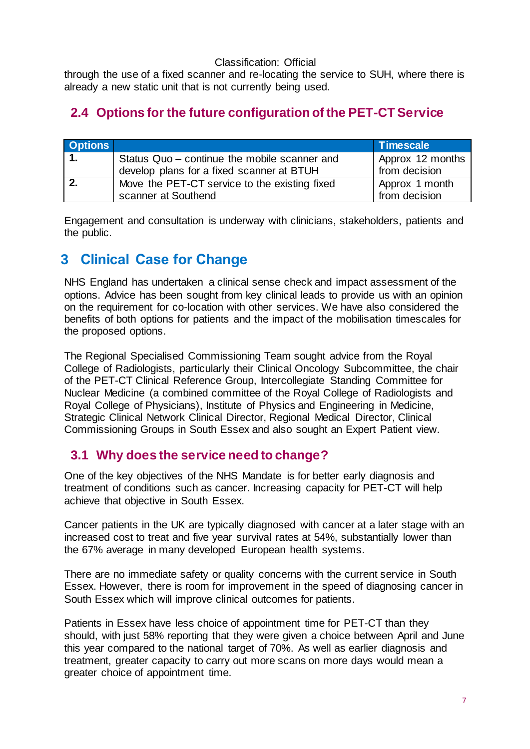through the use of a fixed scanner and re-locating the service to SUH, where there is already a new static unit that is not currently being used.

## 2.4 Options for the future configuration of the PET-CT Service

| Options | | Timescale |
|---|---|---|
| 1. | Status Quo – continue the mobile scanner and develop plans for a fixed scanner at BTUH | Approx 12 months from decision |
| 2. | Move the PET-CT service to the existing fixed scanner at Southend | Approx 1 month from decision |

Engagement and consultation is underway with clinicians, stakeholders, patients and the public.

# 3 Clinical Case for Change

NHS England has undertaken a clinical sense check and impact assessment of the options. Advice has been sought from key clinical leads to provide us with an opinion on the requirement for co-location with other services. We have also considered the benefits of both options for patients and the impact of the mobilisation timescales for the proposed options.

The Regional Specialised Commissioning Team sought advice from the Royal College of Radiologists, particularly their Clinical Oncology Subcommittee, the chair of the PET-CT Clinical Reference Group, Intercollegiate Standing Committee for Nuclear Medicine (a combined committee of the Royal College of Radiologists and Royal College of Physicians), Institute of Physics and Engineering in Medicine, Strategic Clinical Network Clinical Director, Regional Medical Director, Clinical Commissioning Groups in South Essex and also sought an Expert Patient view.

## 3.1 Why does the service need to change?

One of the key objectives of the NHS Mandate is for better early diagnosis and treatment of conditions such as cancer. Increasing capacity for PET-CT will help achieve that objective in South Essex.

Cancer patients in the UK are typically diagnosed with cancer at a later stage with an increased cost to treat and five year survival rates at 54%, substantially lower than the 67% average in many developed European health systems.

There are no immediate safety or quality concerns with the current service in South Essex. However, there is room for improvement in the speed of diagnosing cancer in South Essex which will improve clinical outcomes for patients.

Patients in Essex have less choice of appointment time for PET-CT than they should, with just 58% reporting that they were given a choice between April and June this year compared to the national target of 70%. As well as earlier diagnosis and treatment, greater capacity to carry out more scans on more days would mean a greater choice of appointment time.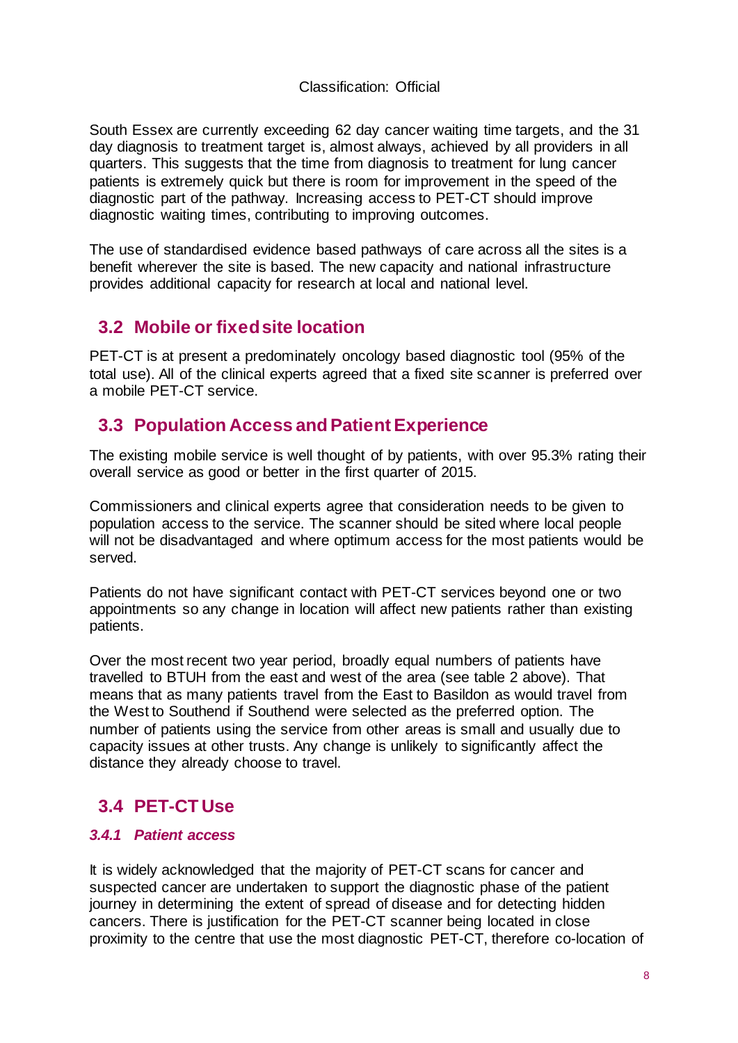South Essex are currently exceeding 62 day cancer waiting time targets, and the 31 day diagnosis to treatment target is, almost always, achieved by all providers in all quarters. This suggests that the time from diagnosis to treatment for lung cancer patients is extremely quick but there is room for improvement in the speed of the diagnostic part of the pathway. Increasing access to PET-CT should improve diagnostic waiting times, contributing to improving outcomes.

The use of standardised evidence based pathways of care across all the sites is a benefit wherever the site is based. The new capacity and national infrastructure provides additional capacity for research at local and national level.

## 3.2 Mobile or fixed site location

PET-CT is at present a predominately oncology based diagnostic tool (95% of the total use). All of the clinical experts agreed that a fixed site scanner is preferred over a mobile PET-CT service.

## 3.3 Population Access and Patient Experience

The existing mobile service is well thought of by patients, with over 95.3% rating their overall service as good or better in the first quarter of 2015.

Commissioners and clinical experts agree that consideration needs to be given to population access to the service. The scanner should be sited where local people will not be disadvantaged and where optimum access for the most patients would be served.

Patients do not have significant contact with PET-CT services beyond one or two appointments so any change in location will affect new patients rather than existing patients.

Over the most recent two year period, broadly equal numbers of patients have travelled to BTUH from the east and west of the area (see table 2 above). That means that as many patients travel from the East to Basildon as would travel from the West to Southend if Southend were selected as the preferred option. The number of patients using the service from other areas is small and usually due to capacity issues at other trusts. Any change is unlikely to significantly affect the distance they already choose to travel.

## 3.4 PET-CT Use

### *3.4.1 Patient access*

It is widely acknowledged that the majority of PET-CT scans for cancer and suspected cancer are undertaken to support the diagnostic phase of the patient journey in determining the extent of spread of disease and for detecting hidden cancers. There is justification for the PET-CT scanner being located in close proximity to the centre that use the most diagnostic PET-CT, therefore co-location of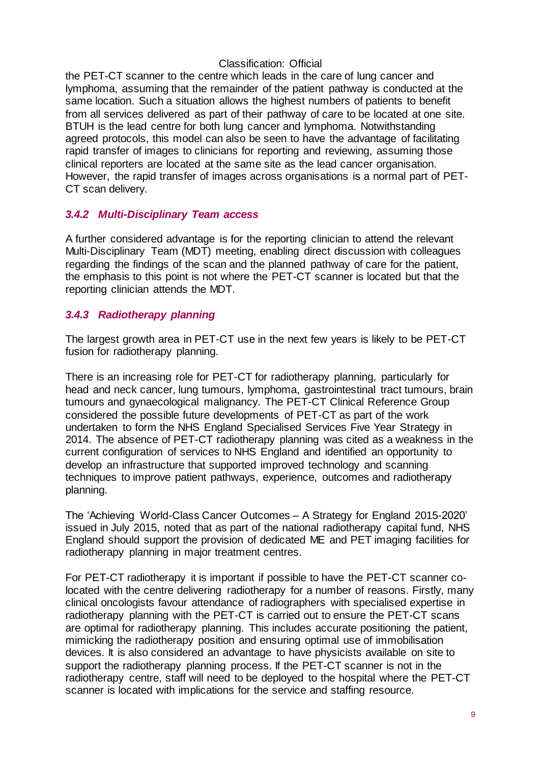the PET-CT scanner to the centre which leads in the care of lung cancer and lymphoma, assuming that the remainder of the patient pathway is conducted at the same location. Such a situation allows the highest numbers of patients to benefit from all services delivered as part of their pathway of care to be located at one site. BTUH is the lead centre for both lung cancer and lymphoma. Notwithstanding agreed protocols, this model can also be seen to have the advantage of facilitating rapid transfer of images to clinicians for reporting and reviewing, assuming those clinical reporters are located at the same site as the lead cancer organisation. However, the rapid transfer of images across organisations is a normal part of PET-CT scan delivery.

### *3.4.2 Multi-Disciplinary Team access*

A further considered advantage is for the reporting clinician to attend the relevant Multi-Disciplinary Team (MDT) meeting, enabling direct discussion with colleagues regarding the findings of the scan and the planned pathway of care for the patient, the emphasis to this point is not where the PET-CT scanner is located but that the reporting clinician attends the MDT.

### *3.4.3 Radiotherapy planning*

The largest growth area in PET-CT use in the next few years is likely to be PET-CT fusion for radiotherapy planning.

There is an increasing role for PET-CT for radiotherapy planning, particularly for head and neck cancer, lung tumours, lymphoma, gastrointestinal tract tumours, brain tumours and gynaecological malignancy. The PET-CT Clinical Reference Group considered the possible future developments of PET-CT as part of the work undertaken to form the NHS England Specialised Services Five Year Strategy in 2014. The absence of PET-CT radiotherapy planning was cited as a weakness in the current configuration of services to NHS England and identified an opportunity to develop an infrastructure that supported improved technology and scanning techniques to improve patient pathways, experience, outcomes and radiotherapy planning.

The 'Achieving World-Class Cancer Outcomes – A Strategy for England 2015-2020' issued in July 2015, noted that as part of the national radiotherapy capital fund, NHS England should support the provision of dedicated ME and PET imaging facilities for radiotherapy planning in major treatment centres.

For PET-CT radiotherapy it is important if possible to have the PET-CT scanner co-located with the centre delivering radiotherapy for a number of reasons. Firstly, many clinical oncologists favour attendance of radiographers with specialised expertise in radiotherapy planning with the PET-CT is carried out to ensure the PET-CT scans are optimal for radiotherapy planning. This includes accurate positioning the patient, mimicking the radiotherapy position and ensuring optimal use of immobilisation devices. It is also considered an advantage to have physicists available on site to support the radiotherapy planning process. If the PET-CT scanner is not in the radiotherapy centre, staff will need to be deployed to the hospital where the PET-CT scanner is located with implications for the service and staffing resource.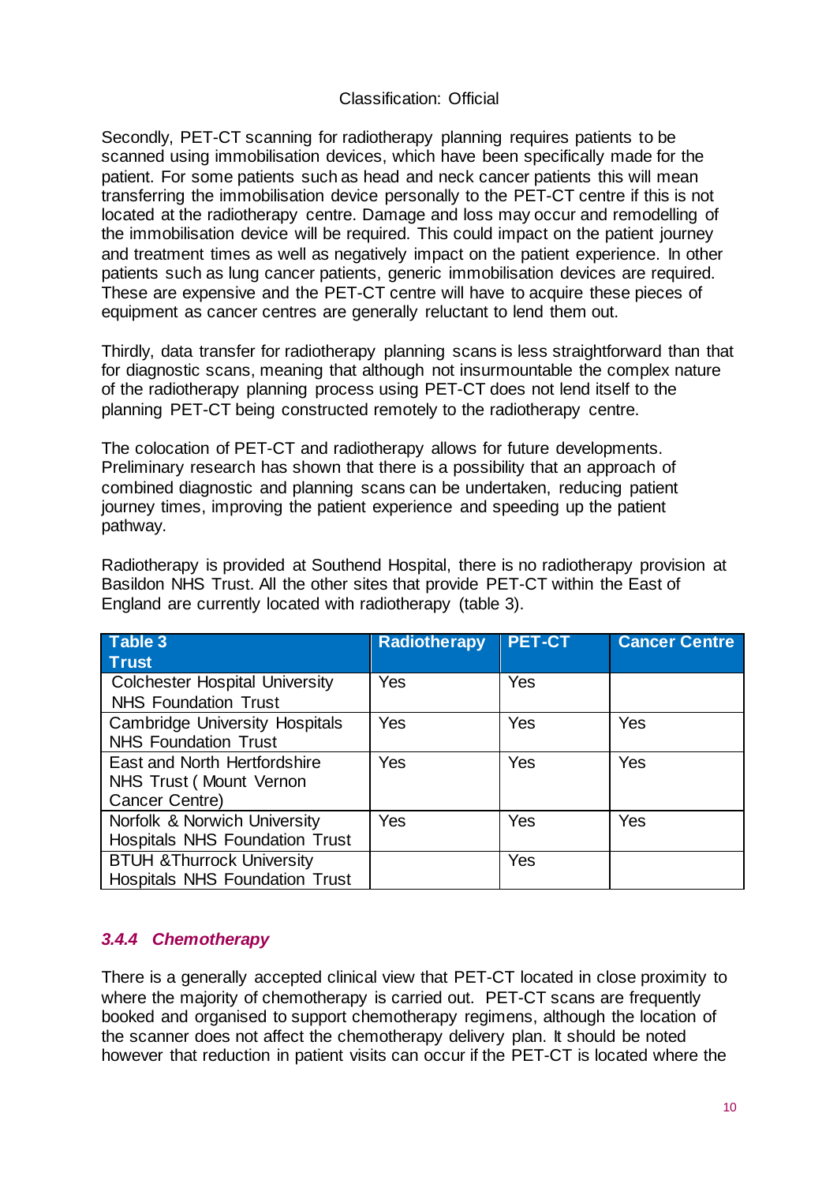Classification: Official

Secondly, PET-CT scanning for radiotherapy planning requires patients to be scanned using immobilisation devices, which have been specifically made for the patient. For some patients such as head and neck cancer patients this will mean transferring the immobilisation device personally to the PET-CT centre if this is not located at the radiotherapy centre. Damage and loss may occur and remodelling of the immobilisation device will be required. This could impact on the patient journey and treatment times as well as negatively impact on the patient experience. In other patients such as lung cancer patients, generic immobilisation devices are required. These are expensive and the PET-CT centre will have to acquire these pieces of equipment as cancer centres are generally reluctant to lend them out.

Thirdly, data transfer for radiotherapy planning scans is less straightforward than that for diagnostic scans, meaning that although not insurmountable the complex nature of the radiotherapy planning process using PET-CT does not lend itself to the planning PET-CT being constructed remotely to the radiotherapy centre.

The colocation of PET-CT and radiotherapy allows for future developments. Preliminary research has shown that there is a possibility that an approach of combined diagnostic and planning scans can be undertaken, reducing patient journey times, improving the patient experience and speeding up the patient pathway.

Radiotherapy is provided at Southend Hospital, there is no radiotherapy provision at Basildon NHS Trust. All the other sites that provide PET-CT within the East of England are currently located with radiotherapy (table 3).

| Table 3<br>Trust | Radiotherapy | PET-CT | Cancer Centre |
|---|---|---|---|
| Colchester Hospital University NHS Foundation Trust | Yes | Yes | |
| Cambridge University Hospitals NHS Foundation Trust | Yes | Yes | Yes |
| East and North Hertfordshire NHS Trust ( Mount Vernon Cancer Centre) | Yes | Yes | Yes |
| Norfolk & Norwich University Hospitals NHS Foundation Trust | Yes | Yes | Yes |
| BTUH &Thurrock University Hospitals NHS Foundation Trust | | Yes | |

### *3.4.4 Chemotherapy*

There is a generally accepted clinical view that PET-CT located in close proximity to where the majority of chemotherapy is carried out. PET-CT scans are frequently booked and organised to support chemotherapy regimens, although the location of the scanner does not affect the chemotherapy delivery plan. It should be noted however that reduction in patient visits can occur if the PET-CT is located where the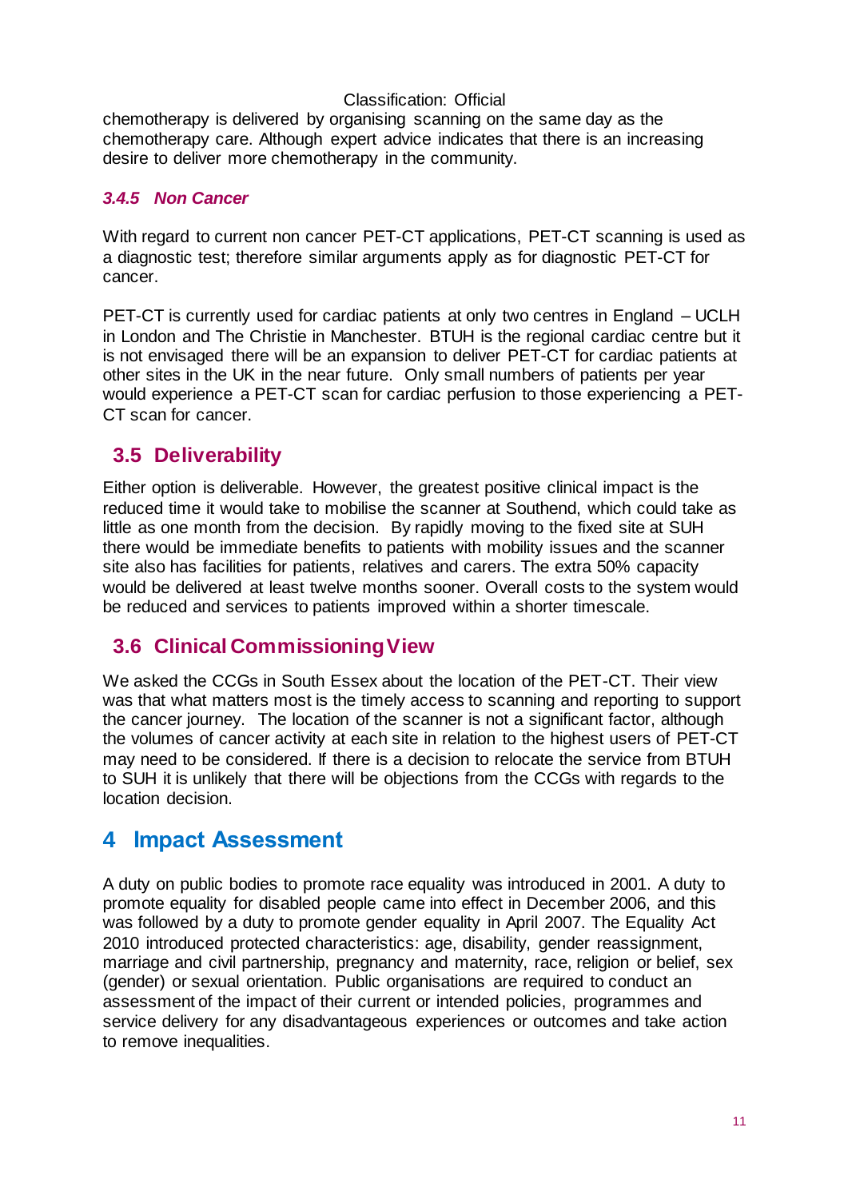chemotherapy is delivered by organising scanning on the same day as the chemotherapy care. Although expert advice indicates that there is an increasing desire to deliver more chemotherapy in the community.

#### *3.4.5 Non Cancer*

With regard to current non cancer PET-CT applications, PET-CT scanning is used as a diagnostic test; therefore similar arguments apply as for diagnostic PET-CT for cancer.

PET-CT is currently used for cardiac patients at only two centres in England – UCLH in London and The Christie in Manchester. BTUH is the regional cardiac centre but it is not envisaged there will be an expansion to deliver PET-CT for cardiac patients at other sites in the UK in the near future. Only small numbers of patients per year would experience a PET-CT scan for cardiac perfusion to those experiencing a PET-CT scan for cancer.

### 3.5 Deliverability

Either option is deliverable. However, the greatest positive clinical impact is the reduced time it would take to mobilise the scanner at Southend, which could take as little as one month from the decision. By rapidly moving to the fixed site at SUH there would be immediate benefits to patients with mobility issues and the scanner site also has facilities for patients, relatives and carers. The extra 50% capacity would be delivered at least twelve months sooner. Overall costs to the system would be reduced and services to patients improved within a shorter timescale.

### 3.6 Clinical Commissioning View

We asked the CCGs in South Essex about the location of the PET-CT. Their view was that what matters most is the timely access to scanning and reporting to support the cancer journey. The location of the scanner is not a significant factor, although the volumes of cancer activity at each site in relation to the highest users of PET-CT may need to be considered. If there is a decision to relocate the service from BTUH to SUH it is unlikely that there will be objections from the CCGs with regards to the location decision.

## 4 Impact Assessment

A duty on public bodies to promote race equality was introduced in 2001. A duty to promote equality for disabled people came into effect in December 2006, and this was followed by a duty to promote gender equality in April 2007. The Equality Act 2010 introduced protected characteristics: age, disability, gender reassignment, marriage and civil partnership, pregnancy and maternity, race, religion or belief, sex (gender) or sexual orientation. Public organisations are required to conduct an assessment of the impact of their current or intended policies, programmes and service delivery for any disadvantageous experiences or outcomes and take action to remove inequalities.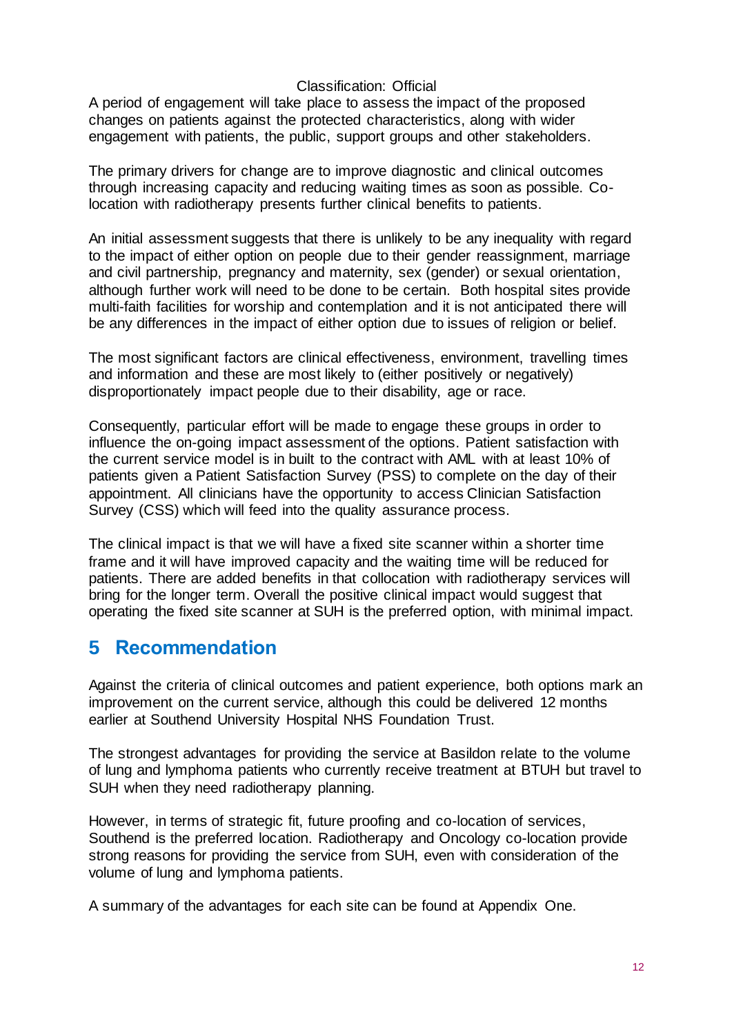A period of engagement will take place to assess the impact of the proposed changes on patients against the protected characteristics, along with wider engagement with patients, the public, support groups and other stakeholders.

The primary drivers for change are to improve diagnostic and clinical outcomes through increasing capacity and reducing waiting times as soon as possible. Co-location with radiotherapy presents further clinical benefits to patients.

An initial assessment suggests that there is unlikely to be any inequality with regard to the impact of either option on people due to their gender reassignment, marriage and civil partnership, pregnancy and maternity, sex (gender) or sexual orientation, although further work will need to be done to be certain. Both hospital sites provide multi-faith facilities for worship and contemplation and it is not anticipated there will be any differences in the impact of either option due to issues of religion or belief.

The most significant factors are clinical effectiveness, environment, travelling times and information and these are most likely to (either positively or negatively) disproportionately impact people due to their disability, age or race.

Consequently, particular effort will be made to engage these groups in order to influence the on-going impact assessment of the options. Patient satisfaction with the current service model is in built to the contract with AML with at least 10% of patients given a Patient Satisfaction Survey (PSS) to complete on the day of their appointment. All clinicians have the opportunity to access Clinician Satisfaction Survey (CSS) which will feed into the quality assurance process.

The clinical impact is that we will have a fixed site scanner within a shorter time frame and it will have improved capacity and the waiting time will be reduced for patients. There are added benefits in that collocation with radiotherapy services will bring for the longer term. Overall the positive clinical impact would suggest that operating the fixed site scanner at SUH is the preferred option, with minimal impact.

## 5 Recommendation

Against the criteria of clinical outcomes and patient experience, both options mark an improvement on the current service, although this could be delivered 12 months earlier at Southend University Hospital NHS Foundation Trust.

The strongest advantages for providing the service at Basildon relate to the volume of lung and lymphoma patients who currently receive treatment at BTUH but travel to SUH when they need radiotherapy planning.

However, in terms of strategic fit, future proofing and co-location of services, Southend is the preferred location. Radiotherapy and Oncology co-location provide strong reasons for providing the service from SUH, even with consideration of the volume of lung and lymphoma patients.

A summary of the advantages for each site can be found at Appendix One.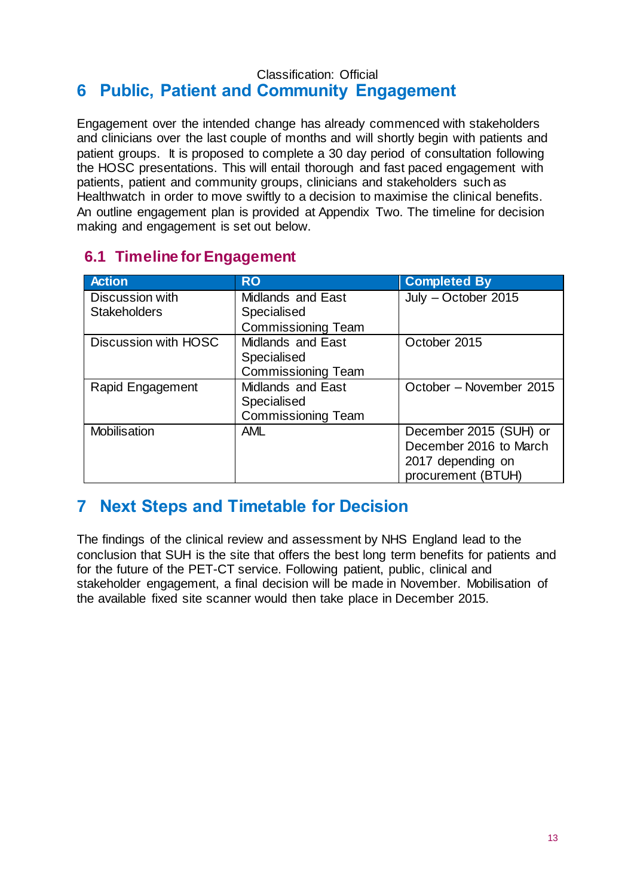Classification: Official

# 6 Public, Patient and Community Engagement

Engagement over the intended change has already commenced with stakeholders and clinicians over the last couple of months and will shortly begin with patients and patient groups. It is proposed to complete a 30 day period of consultation following the HOSC presentations. This will entail thorough and fast paced engagement with patients, patient and community groups, clinicians and stakeholders such as Healthwatch in order to move swiftly to a decision to maximise the clinical benefits. An outline engagement plan is provided at Appendix Two. The timeline for decision making and engagement is set out below.

## 6.1 Timeline for Engagement

| Action | RO | Completed By |
|---|---|---|
| Discussion with Stakeholders | Midlands and East Specialised Commissioning Team | July – October 2015 |
| Discussion with HOSC | Midlands and East Specialised Commissioning Team | October 2015 |
| Rapid Engagement | Midlands and East Specialised Commissioning Team | October – November 2015 |
| Mobilisation | AML | December 2015 (SUH) or December 2016 to March 2017 depending on procurement (BTUH) |

# 7 Next Steps and Timetable for Decision

The findings of the clinical review and assessment by NHS England lead to the conclusion that SUH is the site that offers the best long term benefits for patients and for the future of the PET-CT service. Following patient, public, clinical and stakeholder engagement, a final decision will be made in November. Mobilisation of the available fixed site scanner would then take place in December 2015.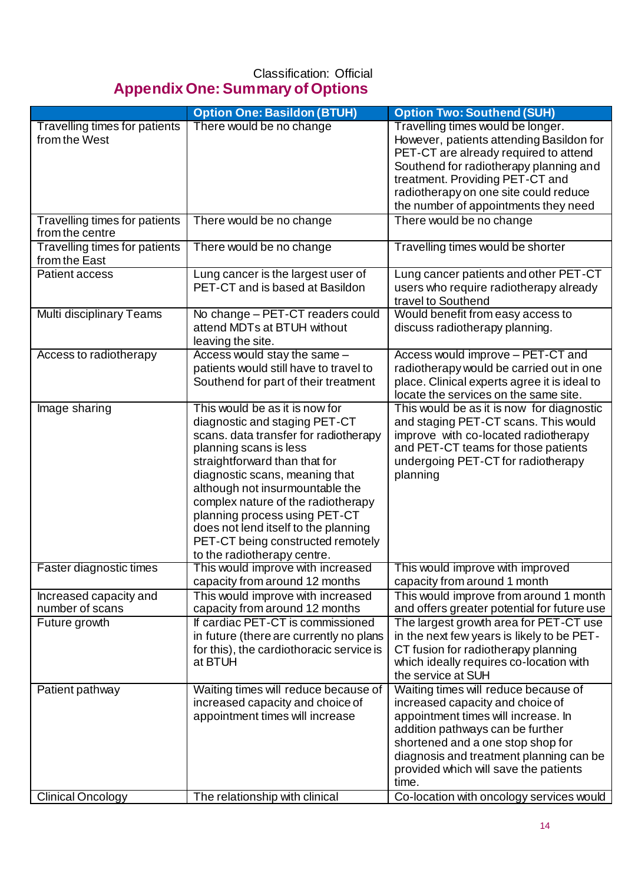Classification: Official

## Appendix One: Summary of Options

| | Option One: Basildon (BTUH) | Option Two: Southend (SUH) |
|---|---|---|
| Travelling times for patients from the West | There would be no change | Travelling times would be longer. However, patients attending Basildon for PET-CT are already required to attend Southend for radiotherapy planning and treatment. Providing PET-CT and radiotherapy on one site could reduce the number of appointments they need |
| Travelling times for patients from the centre | There would be no change | There would be no change |
| Travelling times for patients from the East | There would be no change | Travelling times would be shorter |
| Patient access | Lung cancer is the largest user of PET-CT and is based at Basildon | Lung cancer patients and other PET-CT users who require radiotherapy already travel to Southend |
| Multi disciplinary Teams | No change – PET-CT readers could attend MDTs at BTUH without leaving the site. | Would benefit from easy access to discuss radiotherapy planning. |
| Access to radiotherapy | Access would stay the same – patients would still have to travel to Southend for part of their treatment | Access would improve – PET-CT and radiotherapy would be carried out in one place. Clinical experts agree it is ideal to locate the services on the same site. |
| Image sharing | This would be as it is now for diagnostic and staging PET-CT scans. data transfer for radiotherapy planning scans is less straightforward than that for diagnostic scans, meaning that although not insurmountable the complex nature of the radiotherapy planning process using PET-CT does not lend itself to the planning PET-CT being constructed remotely to the radiotherapy centre. | This would be as it is now for diagnostic and staging PET-CT scans. This would improve with co-located radiotherapy and PET-CT teams for those patients undergoing PET-CT for radiotherapy planning |
| Faster diagnostic times | This would improve with increased capacity from around 12 months | This would improve with improved capacity from around 1 month |
| Increased capacity and number of scans | This would improve with increased capacity from around 12 months | This would improve from around 1 month and offers greater potential for future use |
| Future growth | If cardiac PET-CT is commissioned in future (there are currently no plans for this), the cardiothoracic service is at BTUH | The largest growth area for PET-CT use in the next few years is likely to be PET-CT fusion for radiotherapy planning which ideally requires co-location with the service at SUH |
| Patient pathway | Waiting times will reduce because of increased capacity and choice of appointment times will increase | Waiting times will reduce because of increased capacity and choice of appointment times will increase. In addition pathways can be further shortened and a one stop shop for diagnosis and treatment planning can be provided which will save the patients time. |
| Clinical Oncology | The relationship with clinical | Co-location with oncology services would |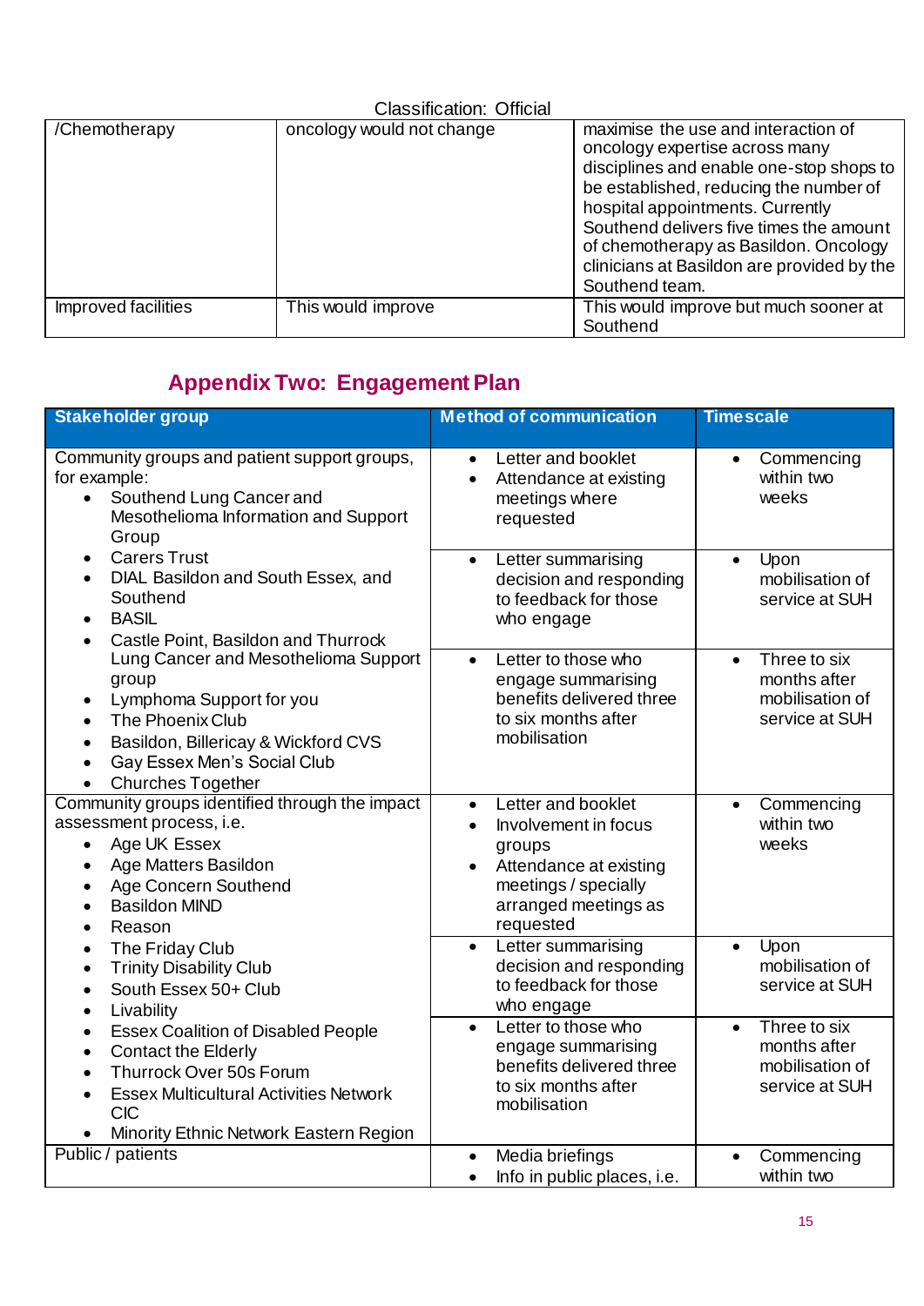Classification: Official

| /Chemotherapy | oncology would not change | maximise the use and interaction of oncology expertise across many disciplines and enable one-stop shops to be established, reducing the number of hospital appointments. Currently Southend delivers five times the amount of chemotherapy as Basildon. Oncology clinicians at Basildon are provided by the Southend team. |
|---|---|---|
| Improved facilities | This would improve | This would improve but much sooner at Southend |

## Appendix Two: Engagement Plan

| Stakeholder group | Method of communication | Timescale |
|---|---|---|
| Community groups and patient support groups, for example:<br>• Southend Lung Cancer and Mesothelioma Information and Support Group<br>• Carers Trust<br>• DIAL Basildon and South Essex, and Southend<br>• BASIL<br>• Castle Point, Basildon and Thurrock Lung Cancer and Mesothelioma Support group<br>• Lymphoma Support for you<br>• The Phoenix Club<br>• Basildon, Billericay & Wickford CVS<br>• Gay Essex Men's Social Club<br>• Churches Together | • Letter and booklet<br>• Attendance at existing meetings where requested | • Commencing within two weeks |
| | • Letter summarising decision and responding to feedback for those who engage | • Upon mobilisation of service at SUH |
| | • Letter to those who engage summarising benefits delivered three to six months after mobilisation | • Three to six months after mobilisation of service at SUH |
| Community groups identified through the impact assessment process, i.e.<br>• Age UK Essex<br>• Age Matters Basildon<br>• Age Concern Southend<br>• Basildon MIND<br>• Reason<br>• The Friday Club<br>• Trinity Disability Club<br>• South Essex 50+ Club<br>• Livability<br>• Essex Coalition of Disabled People<br>• Contact the Elderly<br>• Thurrock Over 50s Forum<br>• Essex Multicultural Activities Network CIC<br>• Minority Ethnic Network Eastern Region | • Letter and booklet<br>• Involvement in focus groups<br>• Attendance at existing meetings / specially arranged meetings as requested | • Commencing within two weeks |
| | • Letter summarising decision and responding to feedback for those who engage | • Upon mobilisation of service at SUH |
| | • Letter to those who engage summarising benefits delivered three to six months after mobilisation | • Three to six months after mobilisation of service at SUH |
| Public / patients | • Media briefings<br>• Info in public places, i.e. | • Commencing within two |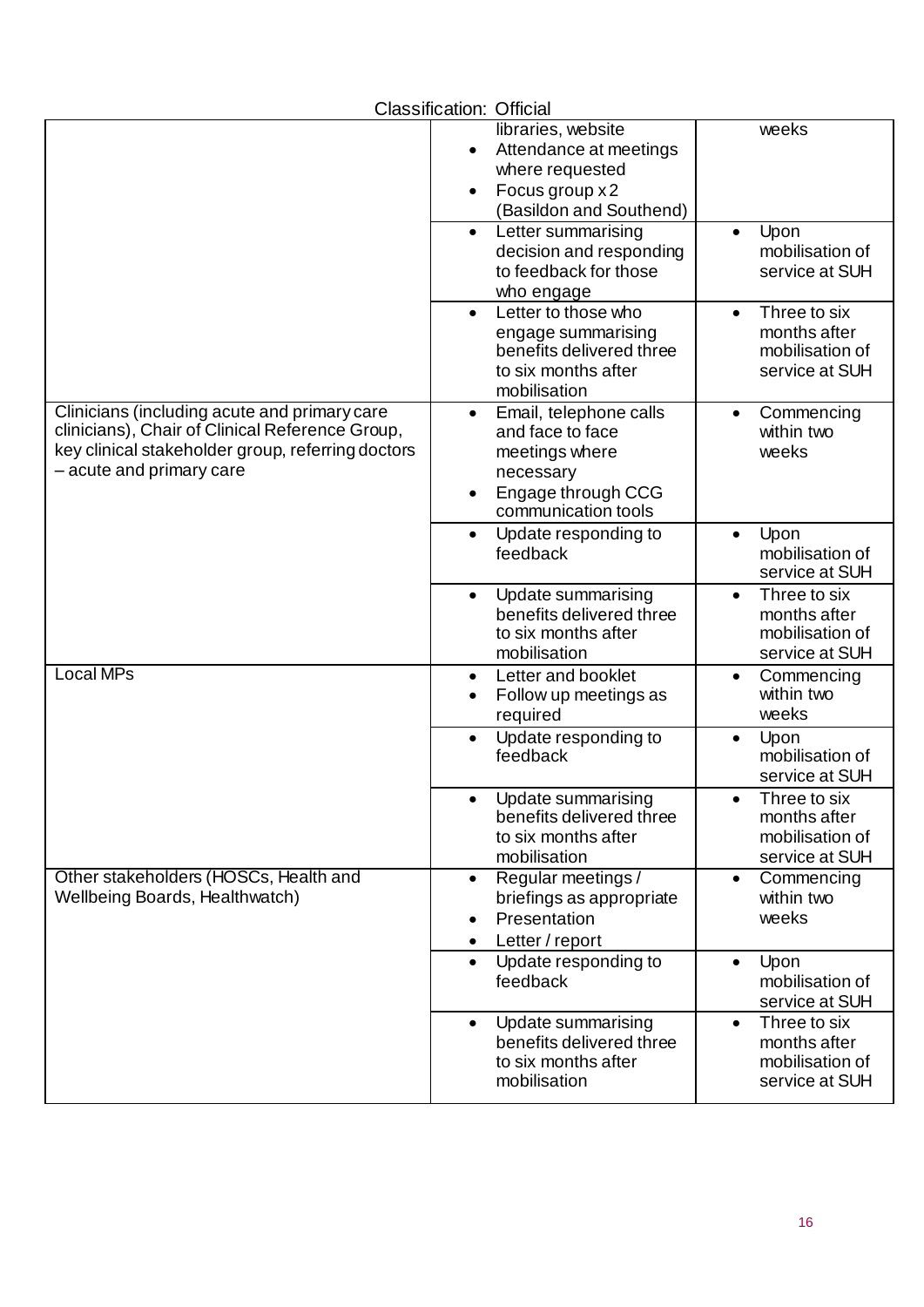| | | |
|---|---|---|
| | libraries, website<br>• Attendance at meetings where requested<br>• Focus group x 2 (Basildon and Southend) | weeks |
| | • Letter summarising decision and responding to feedback for those who engage | • Upon mobilisation of service at SUH |
| | • Letter to those who engage summarising benefits delivered three to six months after mobilisation | • Three to six months after mobilisation of service at SUH |
| Clinicians (including acute and primary care clinicians), Chair of Clinical Reference Group, key clinical stakeholder group, referring doctors – acute and primary care | • Email, telephone calls and face to face meetings where necessary<br>• Engage through CCG communication tools | • Commencing within two weeks |
| | • Update responding to feedback | • Upon mobilisation of service at SUH |
| | • Update summarising benefits delivered three to six months after mobilisation | • Three to six months after mobilisation of service at SUH |
| Local MPs | • Letter and booklet<br>• Follow up meetings as required | • Commencing within two weeks |
| | • Update responding to feedback | • Upon mobilisation of service at SUH |
| | • Update summarising benefits delivered three to six months after mobilisation | • Three to six months after mobilisation of service at SUH |
| Other stakeholders (HOSCs, Health and Wellbeing Boards, Healthwatch) | • Regular meetings / briefings as appropriate<br>• Presentation<br>• Letter / report | • Commencing within two weeks |
| | • Update responding to feedback | • Upon mobilisation of service at SUH |
| | • Update summarising benefits delivered three to six months after mobilisation | • Three to six months after mobilisation of service at SUH |